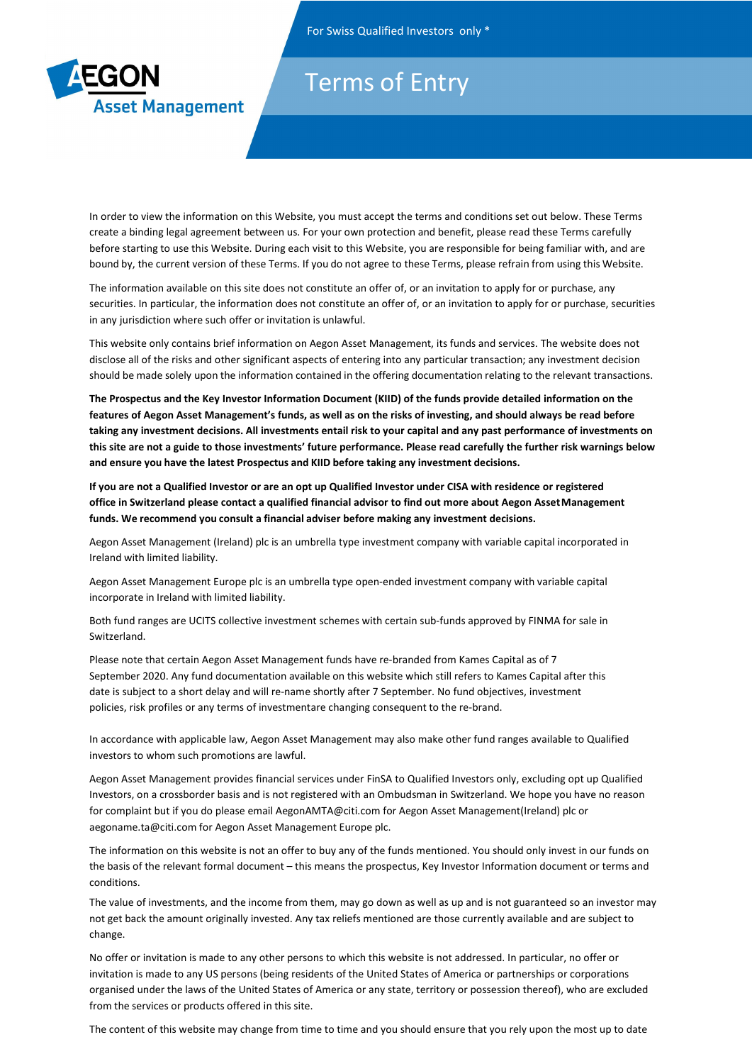For Swiss Qualified Investors only *

AEGON Asset Management

# Terms of Entry

In order to view the information on this Website, you must accept the terms and conditions set out below. These Terms create a binding legal agreement between us. For your own protection and benefit, please read these Terms carefully before starting to use this Website. During each visit to this Website, you are responsible for being familiar with, and are bound by, the current version of these Terms. If you do not agree to these Terms, please refrain from using this Website.

The information available on this site does not constitute an offer of, or an invitation to apply for or purchase, any securities. In particular, the information does not constitute an offer of, or an invitation to apply for or purchase, securities in any jurisdiction where such offer or invitation is unlawful.

This website only contains brief information on Aegon Asset Management, its funds and services. The website does not disclose all of the risks and other significant aspects of entering into any particular transaction; any investment decision should be made solely upon the information contained in the offering documentation relating to the relevant transactions.

**The Prospectus and the Key Investor Information Document (KIID) of the funds provide detailed information on the features of Aegon Asset Management's funds, as well as on the risks of investing, and should always be read before taking any investment decisions. All investments entail risk to your capital and any past performance of investments on this site are not a guide to those investments' future performance. Please read carefully the further risk warnings below and ensure you have the latest Prospectus and KIID before taking any investment decisions.**

**If you are not a Qualified Investor or are an opt up Qualified Investor under CISA with residence or registered office in Switzerland please contact a qualified financial advisor to find out more about Aegon Asset Management funds. We recommend you consult a financial adviser before making any investment decisions.**

Aegon Asset Management (Ireland) plc is an umbrella type investment company with variable capital incorporated in Ireland with limited liability.

Aegon Asset Management Europe plc is an umbrella type open-ended investment company with variable capital incorporate in Ireland with limited liability.

Both fund ranges are UCITS collective investment schemes with certain sub-funds approved by FINMA for sale in Switzerland.

Please note that certain Aegon Asset Management funds have re-branded from Kames Capital as of 7 September 2020. Any fund documentation available on this website which still refers to Kames Capital after this date is subject to a short delay and will re-name shortly after 7 September. No fund objectives, investment policies, risk profiles or any terms of investmentare changing consequent to the re-brand.

In accordance with applicable law, Aegon Asset Management may also make other fund ranges available to Qualified investors to whom such promotions are lawful.

Aegon Asset Management provides financial services under FinSA to Qualified Investors only, excluding opt up Qualified Investors, on a crossborder basis and is not registered with an Ombudsman in Switzerland. We hope you have no reason for complaint but if you do please email AegonAMTA@citi.com for Aegon Asset Management(Ireland) plc or aegoname.ta@citi.com for Aegon Asset Management Europe plc.

The information on this website is not an offer to buy any of the funds mentioned. You should only invest in our funds on the basis of the relevant formal document – this means the prospectus, Key Investor Information document or terms and conditions.

The value of investments, and the income from them, may go down as well as up and is not guaranteed so an investor may not get back the amount originally invested. Any tax reliefs mentioned are those currently available and are subject to change.

No offer or invitation is made to any other persons to which this website is not addressed. In particular, no offer or invitation is made to any US persons (being residents of the United States of America or partnerships or corporations organised under the laws of the United States of America or any state, territory or possession thereof), who are excluded from the services or products offered in this site.

The content of this website may change from time to time and you should ensure that you rely upon the most up to date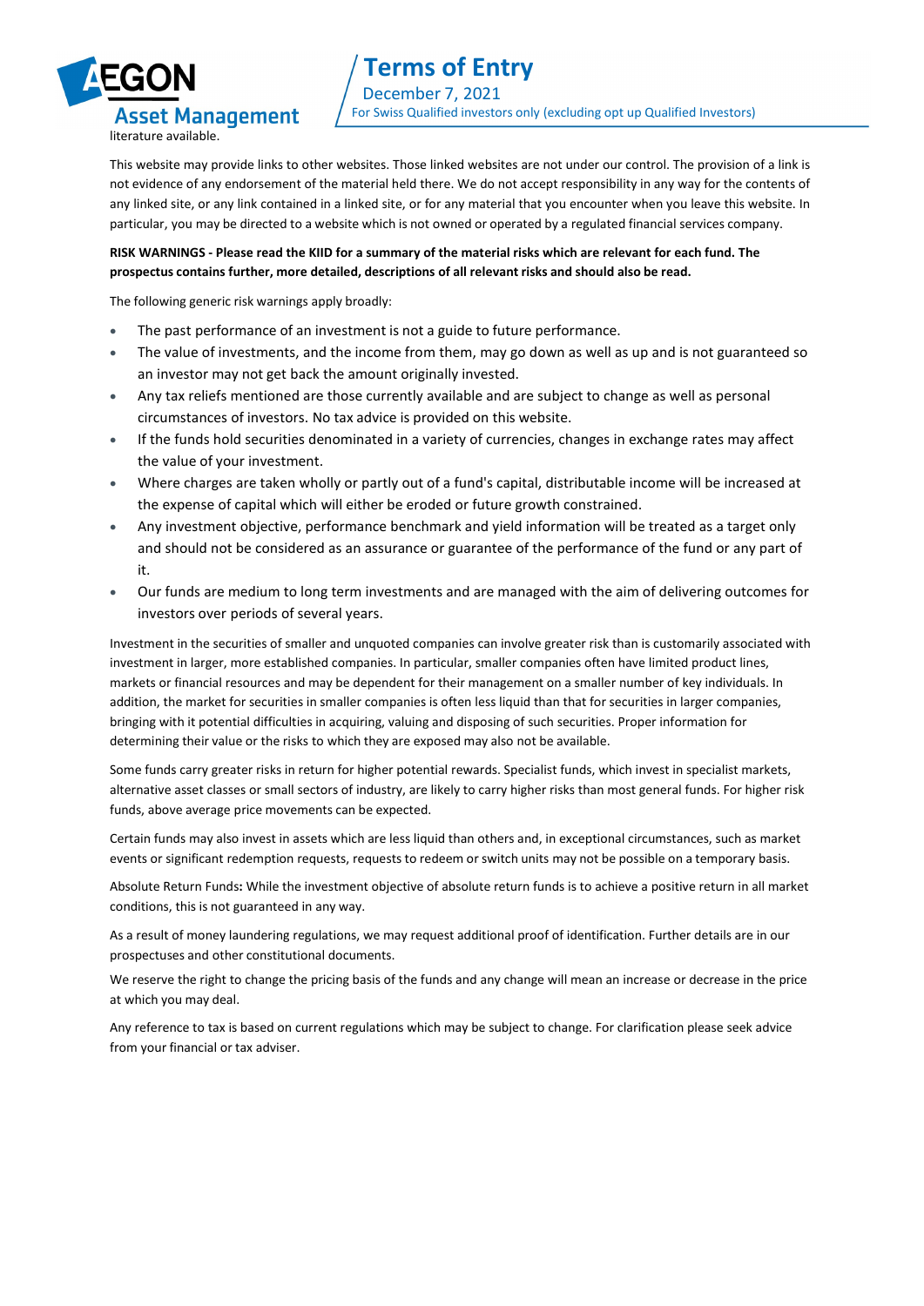literature available.

This website may provide links to other websites. Those linked websites are not under our control. The provision of a link is not evidence of any endorsement of the material held there. We do not accept responsibility in any way for the contents of any linked site, or any link contained in a linked site, or for any material that you encounter when you leave this website. In particular, you may be directed to a website which is not owned or operated by a regulated financial services company.

**RISK WARNINGS - Please read the KIID for a summary of the material risks which are relevant for each fund. The prospectus contains further, more detailed, descriptions of all relevant risks and should also be read.**

The following generic risk warnings apply broadly:

- The past performance of an investment is not a guide to future performance.
- The value of investments, and the income from them, may go down as well as up and is not guaranteed so an investor may not get back the amount originally invested.
- Any tax reliefs mentioned are those currently available and are subject to change as well as personal circumstances of investors. No tax advice is provided on this website.
- If the funds hold securities denominated in a variety of currencies, changes in exchange rates may affect the value of your investment.
- Where charges are taken wholly or partly out of a fund's capital, distributable income will be increased at the expense of capital which will either be eroded or future growth constrained.
- Any investment objective, performance benchmark and yield information will be treated as a target only and should not be considered as an assurance or guarantee of the performance of the fund or any part of it.
- Our funds are medium to long term investments and are managed with the aim of delivering outcomes for investors over periods of several years.

Investment in the securities of smaller and unquoted companies can involve greater risk than is customarily associated with investment in larger, more established companies. In particular, smaller companies often have limited product lines, markets or financial resources and may be dependent for their management on a smaller number of key individuals. In addition, the market for securities in smaller companies is often less liquid than that for securities in larger companies, bringing with it potential difficulties in acquiring, valuing and disposing of such securities. Proper information for determining their value or the risks to which they are exposed may also not be available.

Some funds carry greater risks in return for higher potential rewards. Specialist funds, which invest in specialist markets, alternative asset classes or small sectors of industry, are likely to carry higher risks than most general funds. For higher risk funds, above average price movements can be expected.

Certain funds may also invest in assets which are less liquid than others and, in exceptional circumstances, such as market events or significant redemption requests, requests to redeem or switch units may not be possible on a temporary basis.

Absolute Return Funds**:** While the investment objective of absolute return funds is to achieve a positive return in all market conditions, this is not guaranteed in any way.

As a result of money laundering regulations, we may request additional proof of identification. Further details are in our prospectuses and other constitutional documents.

We reserve the right to change the pricing basis of the funds and any change will mean an increase or decrease in the price at which you may deal.

Any reference to tax is based on current regulations which may be subject to change. For clarification please seek advice from your financial or tax adviser.